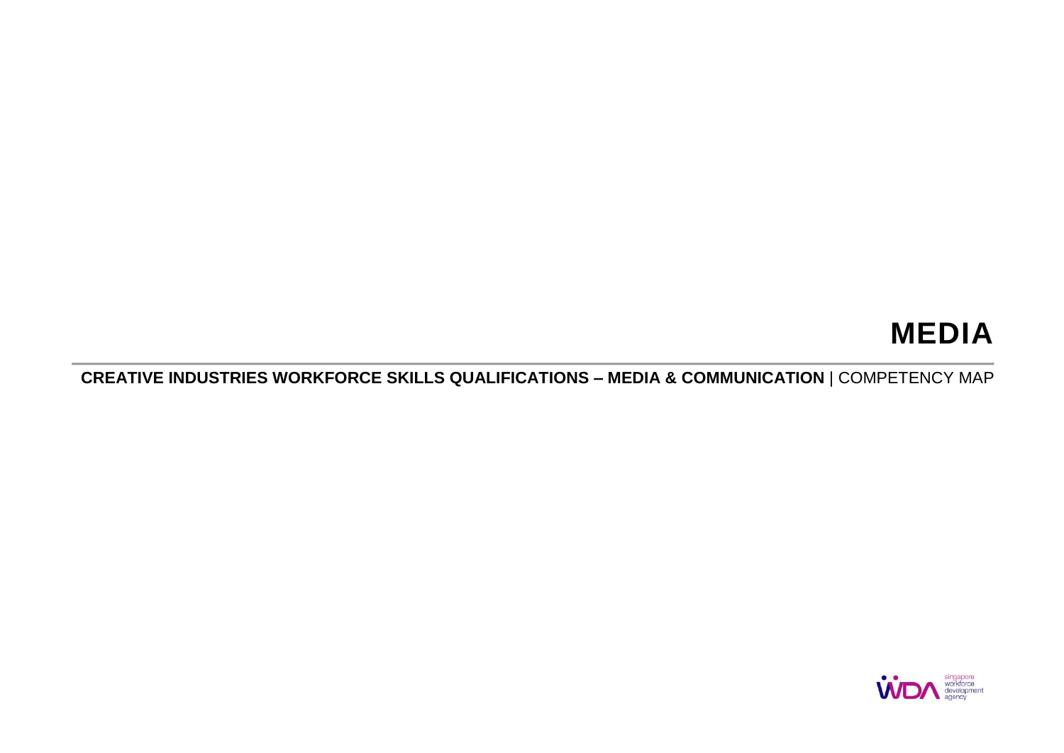# MEDIA

**CREATIVE INDUSTRIES WORKFORCE SKILLS QUALIFICATIONS – MEDIA & COMMUNICATION** | COMPETENCY MAP

singapore workforce development agency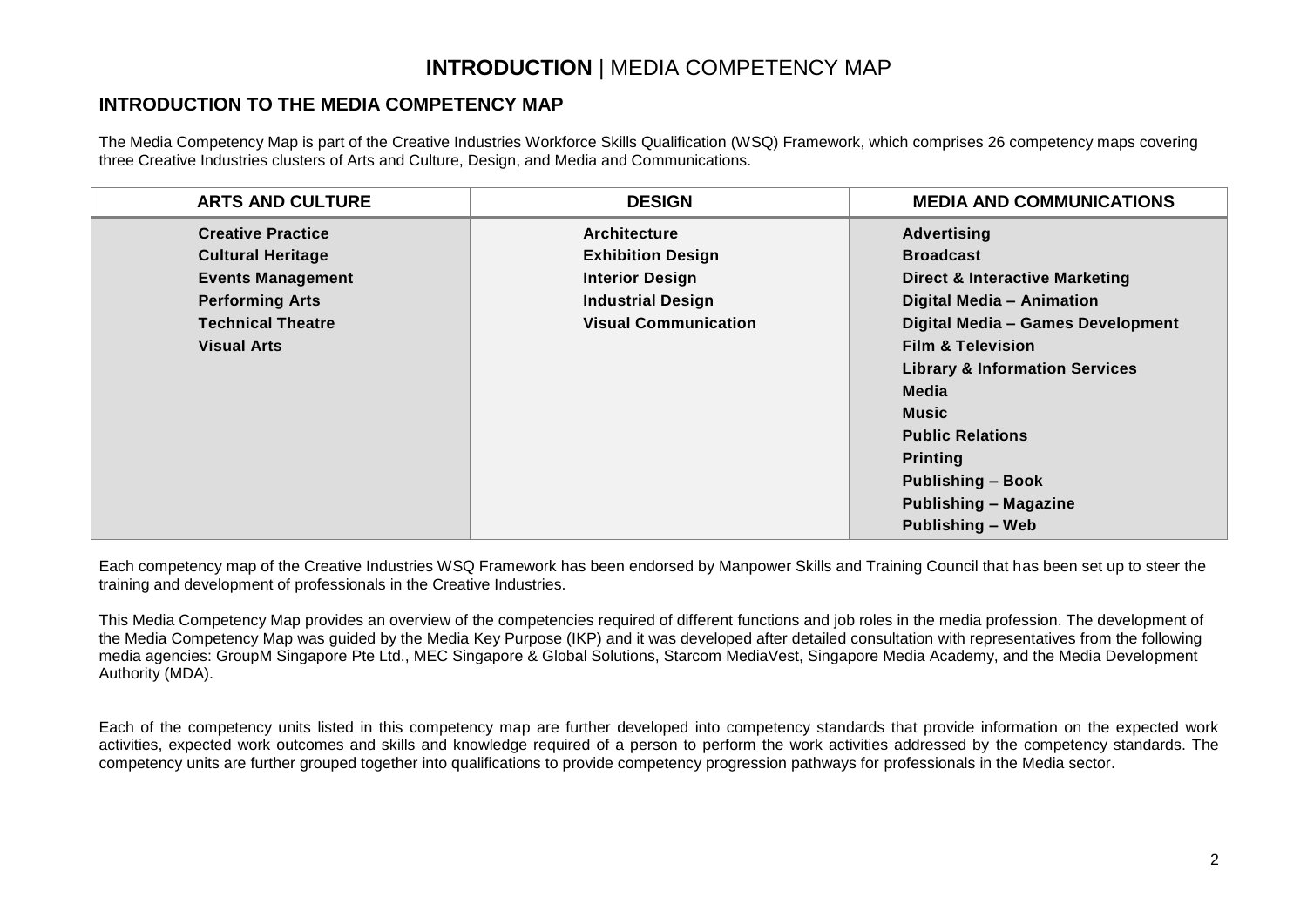# **INTRODUCTION** | MEDIA COMPETENCY MAP

## INTRODUCTION TO THE MEDIA COMPETENCY MAP

The Media Competency Map is part of the Creative Industries Workforce Skills Qualification (WSQ) Framework, which comprises 26 competency maps covering three Creative Industries clusters of Arts and Culture, Design, and Media and Communications.

| ARTS AND CULTURE | DESIGN | MEDIA AND COMMUNICATIONS |
|---|---|---|
| **Creative Practice** | **Architecture** | **Advertising** |
| **Cultural Heritage** | **Exhibition Design** | **Broadcast** |
| **Events Management** | **Interior Design** | **Direct & Interactive Marketing** |
| **Performing Arts** | **Industrial Design** | **Digital Media – Animation** |
| **Technical Theatre** | **Visual Communication** | **Digital Media – Games Development** |
| **Visual Arts** | | **Film & Television** |
| | | **Library & Information Services** |
| | | **Media** |
| | | **Music** |
| | | **Public Relations** |
| | | **Printing** |
| | | **Publishing – Book** |
| | | **Publishing – Magazine** |
| | | **Publishing – Web** |

Each competency map of the Creative Industries WSQ Framework has been endorsed by Manpower Skills and Training Council that has been set up to steer the training and development of professionals in the Creative Industries.

This Media Competency Map provides an overview of the competencies required of different functions and job roles in the media profession. The development of the Media Competency Map was guided by the Media Key Purpose (IKP) and it was developed after detailed consultation with representatives from the following media agencies: GroupM Singapore Pte Ltd., MEC Singapore & Global Solutions, Starcom MediaVest, Singapore Media Academy, and the Media Development Authority (MDA).

Each of the competency units listed in this competency map are further developed into competency standards that provide information on the expected work activities, expected work outcomes and skills and knowledge required of a person to perform the work activities addressed by the competency standards. The competency units are further grouped together into qualifications to provide competency progression pathways for professionals in the Media sector.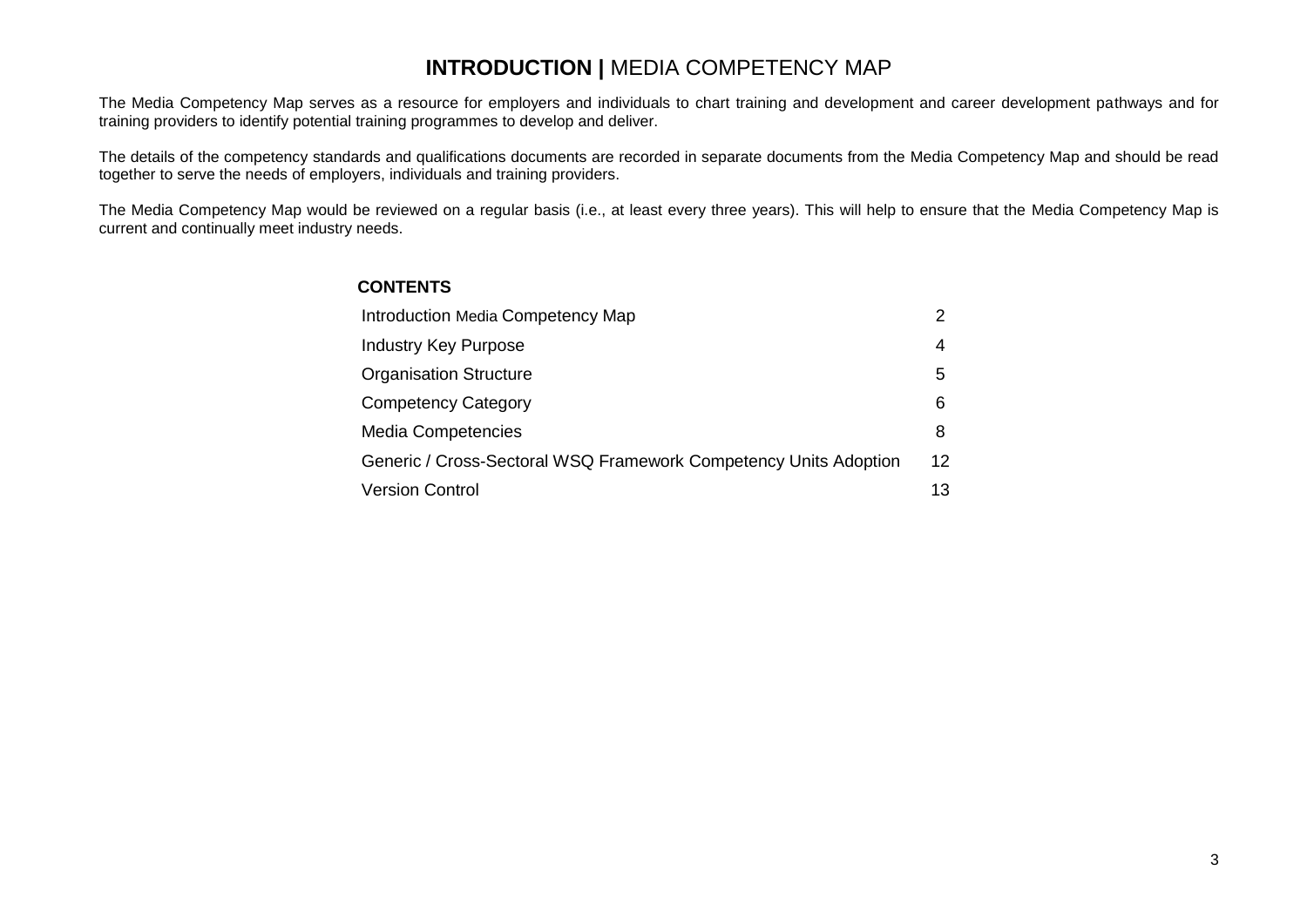# **INTRODUCTION |** MEDIA COMPETENCY MAP

The Media Competency Map serves as a resource for employers and individuals to chart training and development and career development pathways and for training providers to identify potential training programmes to develop and deliver.

The details of the competency standards and qualifications documents are recorded in separate documents from the Media Competency Map and should be read together to serve the needs of employers, individuals and training providers.

The Media Competency Map would be reviewed on a regular basis (i.e., at least every three years). This will help to ensure that the Media Competency Map is current and continually meet industry needs.

**CONTENTS**

| | |
|---|---|
| Introduction Media Competency Map | 2 |
| Industry Key Purpose | 4 |
| Organisation Structure | 5 |
| Competency Category | 6 |
| Media Competencies | 8 |
| Generic / Cross-Sectoral WSQ Framework Competency Units Adoption | 12 |
| Version Control | 13 |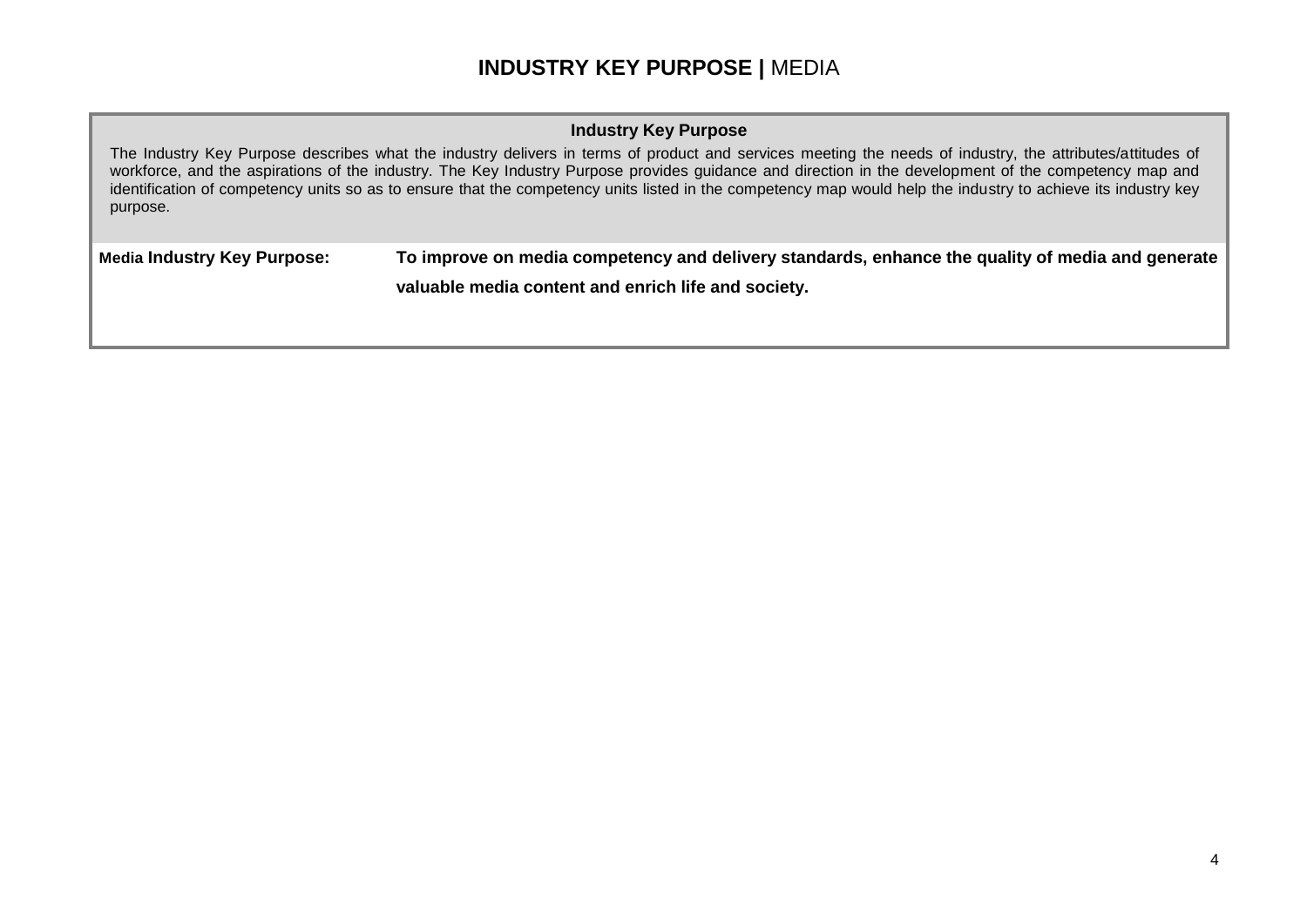# **INDUSTRY KEY PURPOSE |** MEDIA

| **Industry Key Purpose** | |
|---|---|
| The Industry Key Purpose describes what the industry delivers in terms of product and services meeting the needs of industry, the attributes/attitudes of workforce, and the aspirations of the industry. The Key Industry Purpose provides guidance and direction in the development of the competency map and identification of competency units so as to ensure that the competency units listed in the competency map would help the industry to achieve its industry key purpose. | |
| **Media Industry Key Purpose:** | **To improve on media competency and delivery standards, enhance the quality of media and generate valuable media content and enrich life and society.** |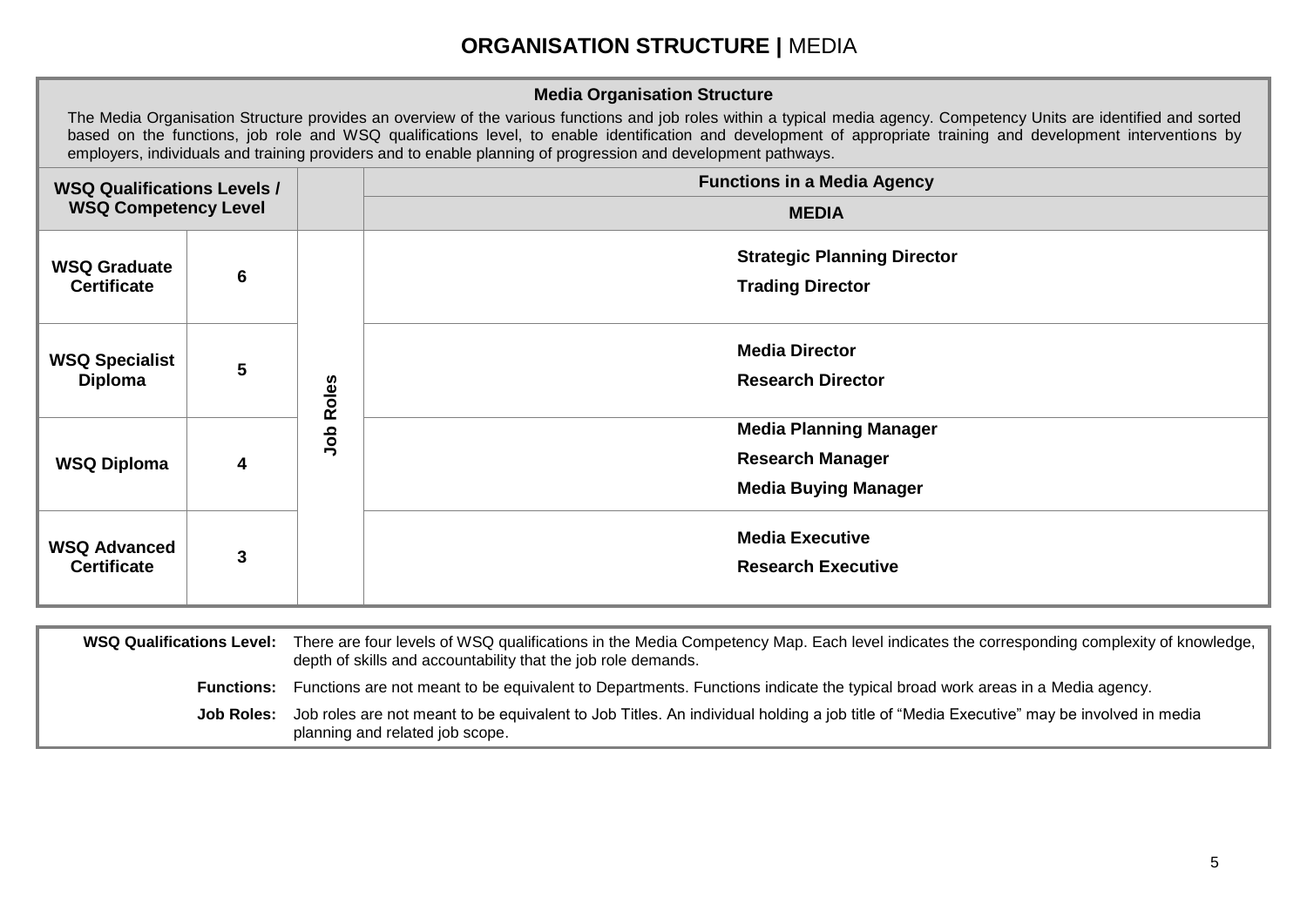# ORGANISATION STRUCTURE | MEDIA

**Media Organisation Structure**

The Media Organisation Structure provides an overview of the various functions and job roles within a typical media agency. Competency Units are identified and sorted based on the functions, job role and WSQ qualifications level, to enable identification and development of appropriate training and development interventions by employers, individuals and training providers and to enable planning of progression and development pathways.

| WSQ Qualifications Levels / WSQ Competency Level | | | Functions in a Media Agency |
|---|---|---|---|
| | | | **MEDIA** |
| **WSQ Graduate Certificate** | **6** | **Job Roles** | **Strategic Planning Director**<br>**Trading Director** |
| **WSQ Specialist Diploma** | **5** | | **Media Director**<br>**Research Director** |
| **WSQ Diploma** | **4** | | **Media Planning Manager**<br>**Research Manager**<br>**Media Buying Manager** |
| **WSQ Advanced Certificate** | **3** | | **Media Executive**<br>**Research Executive** |

**WSQ Qualifications Level:** There are four levels of WSQ qualifications in the Media Competency Map. Each level indicates the corresponding complexity of knowledge, depth of skills and accountability that the job role demands.

**Functions:** Functions are not meant to be equivalent to Departments. Functions indicate the typical broad work areas in a Media agency.

**Job Roles:** Job roles are not meant to be equivalent to Job Titles. An individual holding a job title of "Media Executive" may be involved in media planning and related job scope.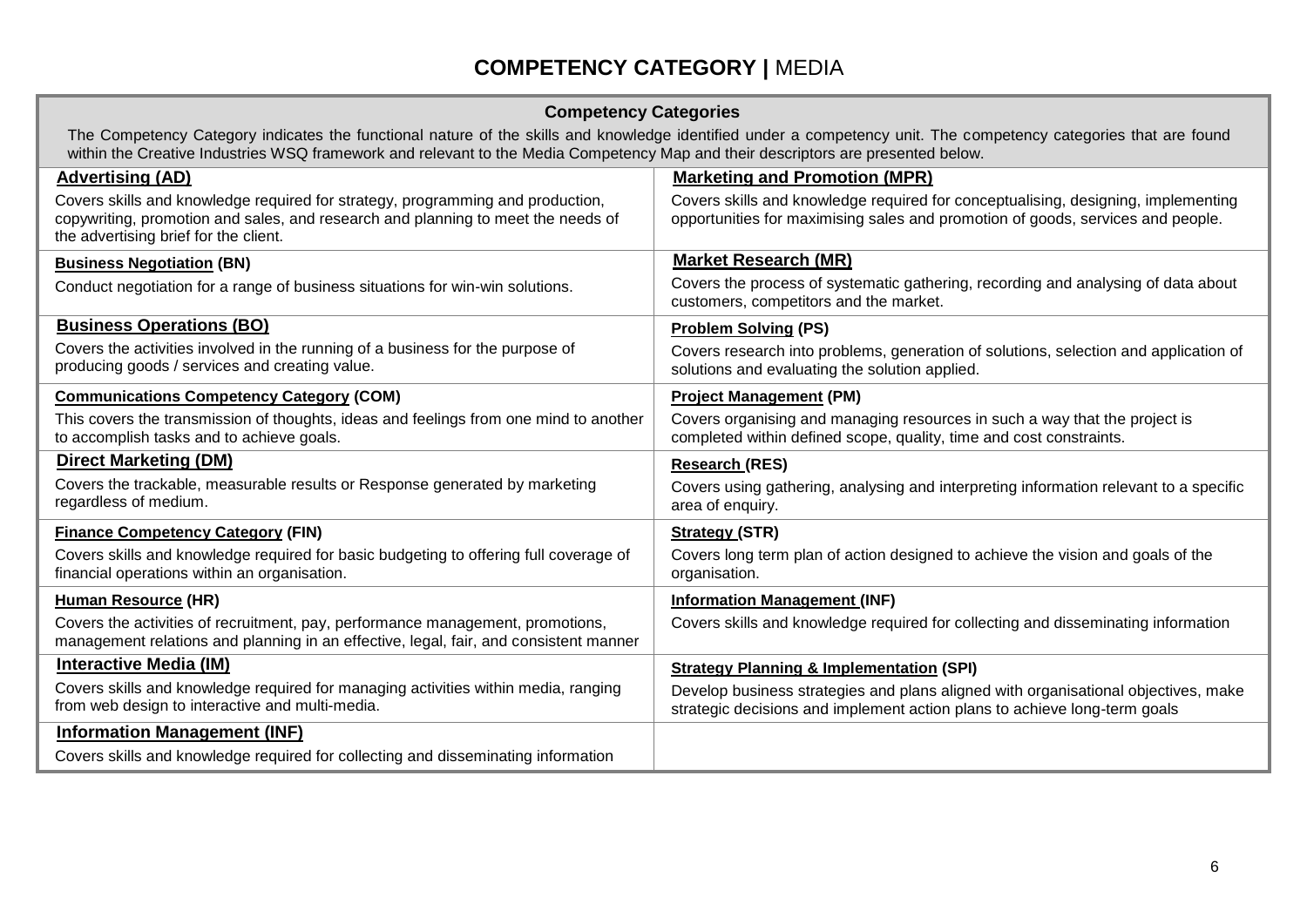# COMPETENCY CATEGORY | MEDIA

## Competency Categories

The Competency Category indicates the functional nature of the skills and knowledge identified under a competency unit. The competency categories that are found within the Creative Industries WSQ framework and relevant to the Media Competency Map and their descriptors are presented below.

**Advertising (AD)**

Covers skills and knowledge required for strategy, programming and production, copywriting, promotion and sales, and research and planning to meet the needs of the advertising brief for the client.

**Business Negotiation (BN)**

Conduct negotiation for a range of business situations for win-win solutions.

**Business Operations (BO)**

Covers the activities involved in the running of a business for the purpose of producing goods / services and creating value.

**Communications Competency Category (COM)**

This covers the transmission of thoughts, ideas and feelings from one mind to another to accomplish tasks and to achieve goals.

**Direct Marketing (DM)**

Covers the trackable, measurable results or Response generated by marketing regardless of medium.

**Finance Competency Category (FIN)**

Covers skills and knowledge required for basic budgeting to offering full coverage of financial operations within an organisation.

**Human Resource (HR)**

Covers the activities of recruitment, pay, performance management, promotions, management relations and planning in an effective, legal, fair, and consistent manner

**Interactive Media (IM)**

Covers skills and knowledge required for managing activities within media, ranging from web design to interactive and multi-media.

**Information Management (INF)**

Covers skills and knowledge required for collecting and disseminating information

**Marketing and Promotion (MPR)**

Covers skills and knowledge required for conceptualising, designing, implementing opportunities for maximising sales and promotion of goods, services and people.

**Market Research (MR)**

Covers the process of systematic gathering, recording and analysing of data about customers, competitors and the market.

**Problem Solving (PS)**

Covers research into problems, generation of solutions, selection and application of solutions and evaluating the solution applied.

**Project Management (PM)**

Covers organising and managing resources in such a way that the project is completed within defined scope, quality, time and cost constraints.

**Research (RES)**

Covers using gathering, analysing and interpreting information relevant to a specific area of enquiry.

**Strategy (STR)**

Covers long term plan of action designed to achieve the vision and goals of the organisation.

**Information Management (INF)**

Covers skills and knowledge required for collecting and disseminating information

**Strategy Planning & Implementation (SPI)**

Develop business strategies and plans aligned with organisational objectives, make strategic decisions and implement action plans to achieve long-term goals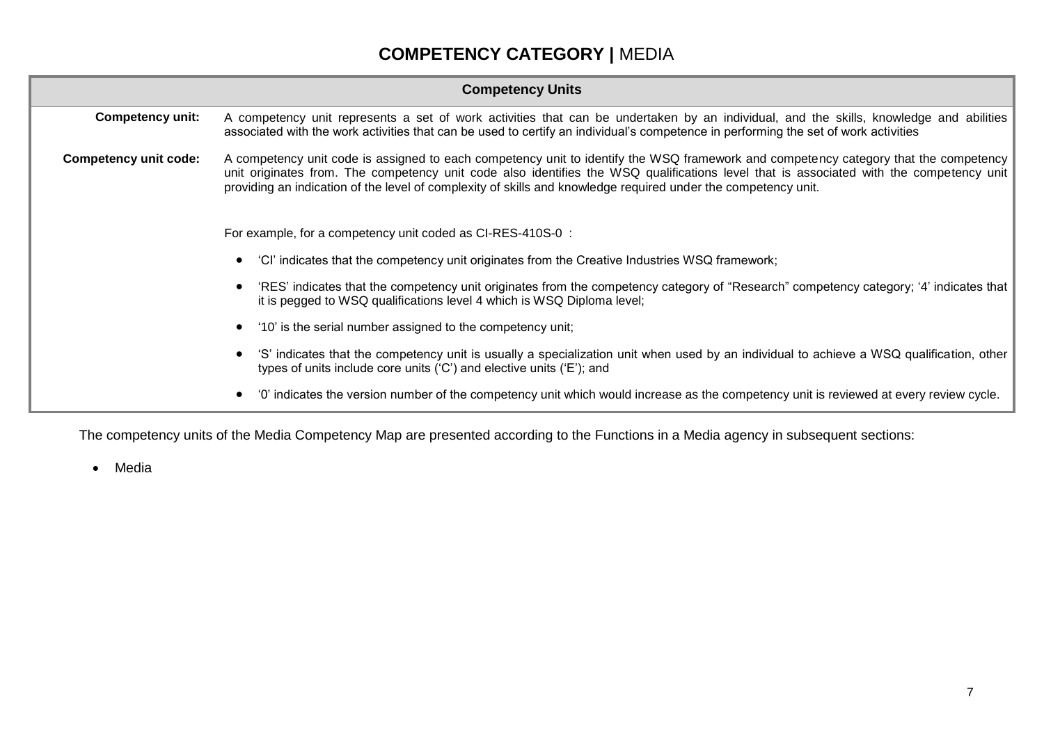# COMPETENCY CATEGORY | MEDIA

| Competency Units | |
|---|---|
| **Competency unit:** | A competency unit represents a set of work activities that can be undertaken by an individual, and the skills, knowledge and abilities associated with the work activities that can be used to certify an individual's competence in performing the set of work activities |
| **Competency unit code:** | A competency unit code is assigned to each competency unit to identify the WSQ framework and competency category that the competency unit originates from. The competency unit code also identifies the WSQ qualifications level that is associated with the competency unit providing an indication of the level of complexity of skills and knowledge required under the competency unit.<br><br>For example, for a competency unit coded as CI-RES-410S-0 :<br><br>• 'CI' indicates that the competency unit originates from the Creative Industries WSQ framework;<br>• 'RES' indicates that the competency unit originates from the competency category of "Research" competency category; '4' indicates that it is pegged to WSQ qualifications level 4 which is WSQ Diploma level;<br>• '10' is the serial number assigned to the competency unit;<br>• 'S' indicates that the competency unit is usually a specialization unit when used by an individual to achieve a WSQ qualification, other types of units include core units ('C') and elective units ('E'); and<br>• '0' indicates the version number of the competency unit which would increase as the competency unit is reviewed at every review cycle. |

The competency units of the Media Competency Map are presented according to the Functions in a Media agency in subsequent sections:

- Media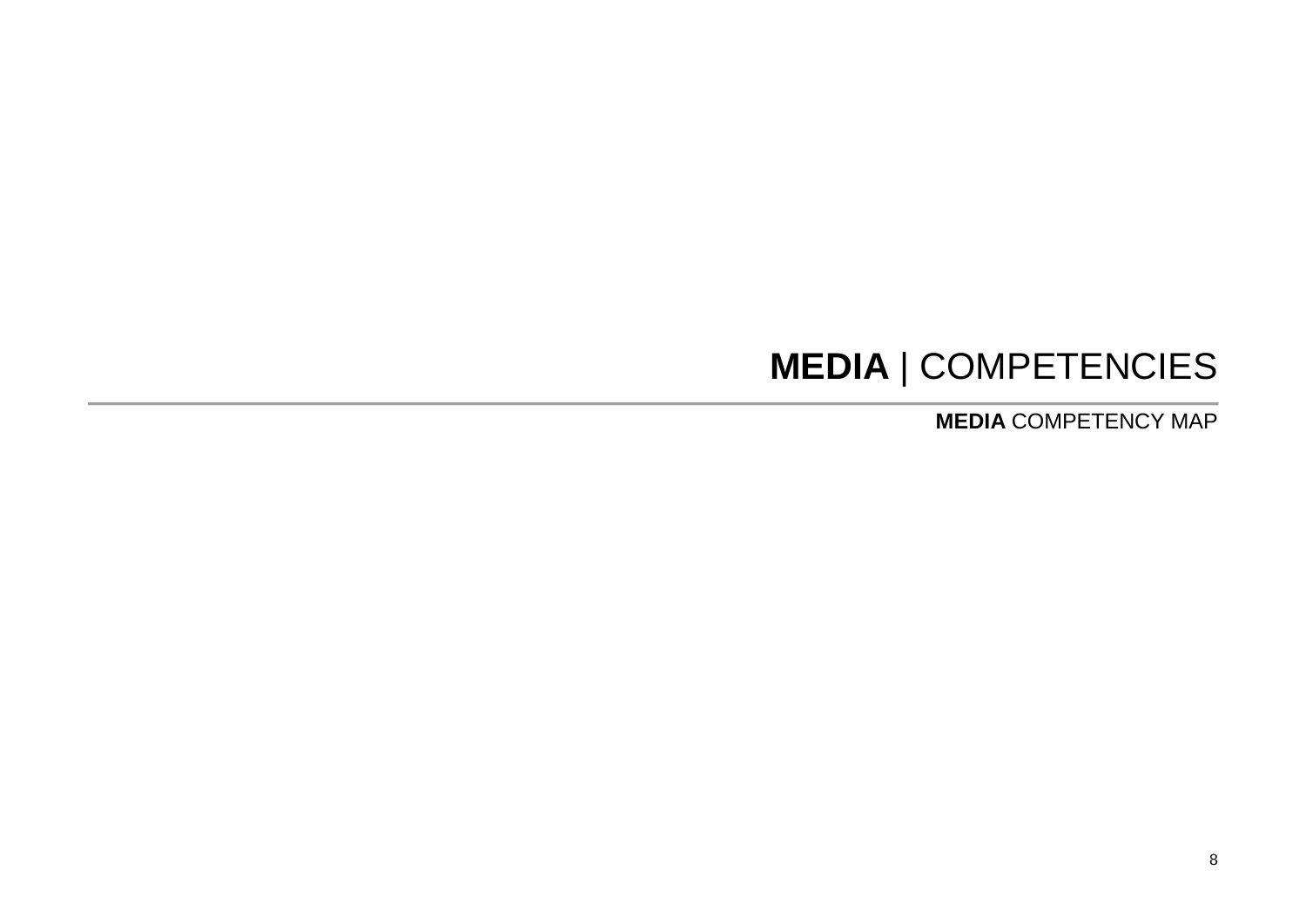# **MEDIA** | COMPETENCIES

**MEDIA** COMPETENCY MAP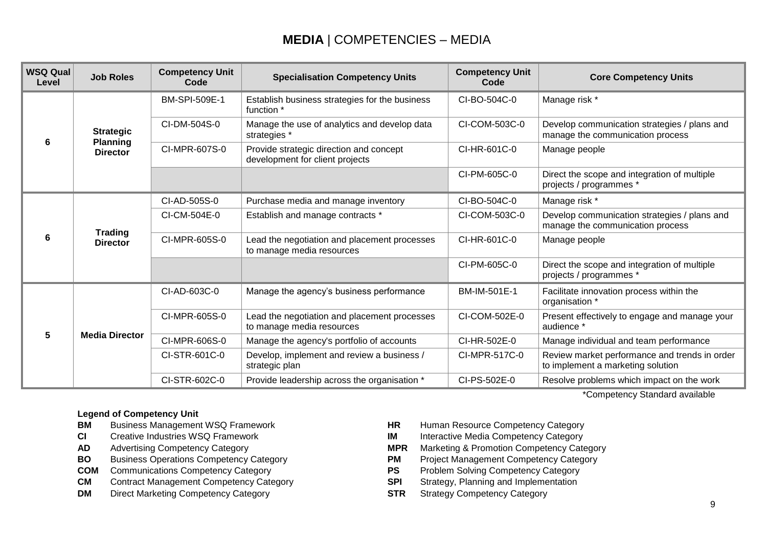# **MEDIA** | COMPETENCIES – MEDIA

| WSQ Qual Level | Job Roles | Competency Unit Code | Specialisation Competency Units | Competency Unit Code | Core Competency Units |
|---|---|---|---|---|---|
| 6 | Strategic Planning Director | BM-SPI-509E-1 | Establish business strategies for the business function * | CI-BO-504C-0 | Manage risk * |
| | | CI-DM-504S-0 | Manage the use of analytics and develop data strategies * | CI-COM-503C-0 | Develop communication strategies / plans and manage the communication process |
| | | CI-MPR-607S-0 | Provide strategic direction and concept development for client projects | CI-HR-601C-0 | Manage people |
| | | | | CI-PM-605C-0 | Direct the scope and integration of multiple projects / programmes * |
| 6 | Trading Director | CI-AD-505S-0 | Purchase media and manage inventory | CI-BO-504C-0 | Manage risk * |
| | | CI-CM-504E-0 | Establish and manage contracts * | CI-COM-503C-0 | Develop communication strategies / plans and manage the communication process |
| | | CI-MPR-605S-0 | Lead the negotiation and placement processes to manage media resources | CI-HR-601C-0 | Manage people |
| | | | | CI-PM-605C-0 | Direct the scope and integration of multiple projects / programmes * |
| 5 | Media Director | CI-AD-603C-0 | Manage the agency's business performance | BM-IM-501E-1 | Facilitate innovation process within the organisation * |
| | | CI-MPR-605S-0 | Lead the negotiation and placement processes to manage media resources | CI-COM-502E-0 | Present effectively to engage and manage your audience * |
| | | CI-MPR-606S-0 | Manage the agency's portfolio of accounts | CI-HR-502E-0 | Manage individual and team performance |
| | | CI-STR-601C-0 | Develop, implement and review a business / strategic plan | CI-MPR-517C-0 | Review market performance and trends in order to implement a marketing solution |
| | | CI-STR-602C-0 | Provide leadership across the organisation * | CI-PS-502E-0 | Resolve problems which impact on the work |

*Competency Standard available

**Legend of Competency Unit**

- **BM** Business Management WSQ Framework
- **CI** Creative Industries WSQ Framework
- **AD** Advertising Competency Category
- **BO** Business Operations Competency Category
- **COM** Communications Competency Category
- **CM** Contract Management Competency Category
- **DM** Direct Marketing Competency Category
- **HR** Human Resource Competency Category
- **IM** Interactive Media Competency Category
- **MPR** Marketing & Promotion Competency Category
- **PM** Project Management Competency Category
- **PS** Problem Solving Competency Category
- **SPI** Strategy, Planning and Implementation
- **STR** Strategy Competency Category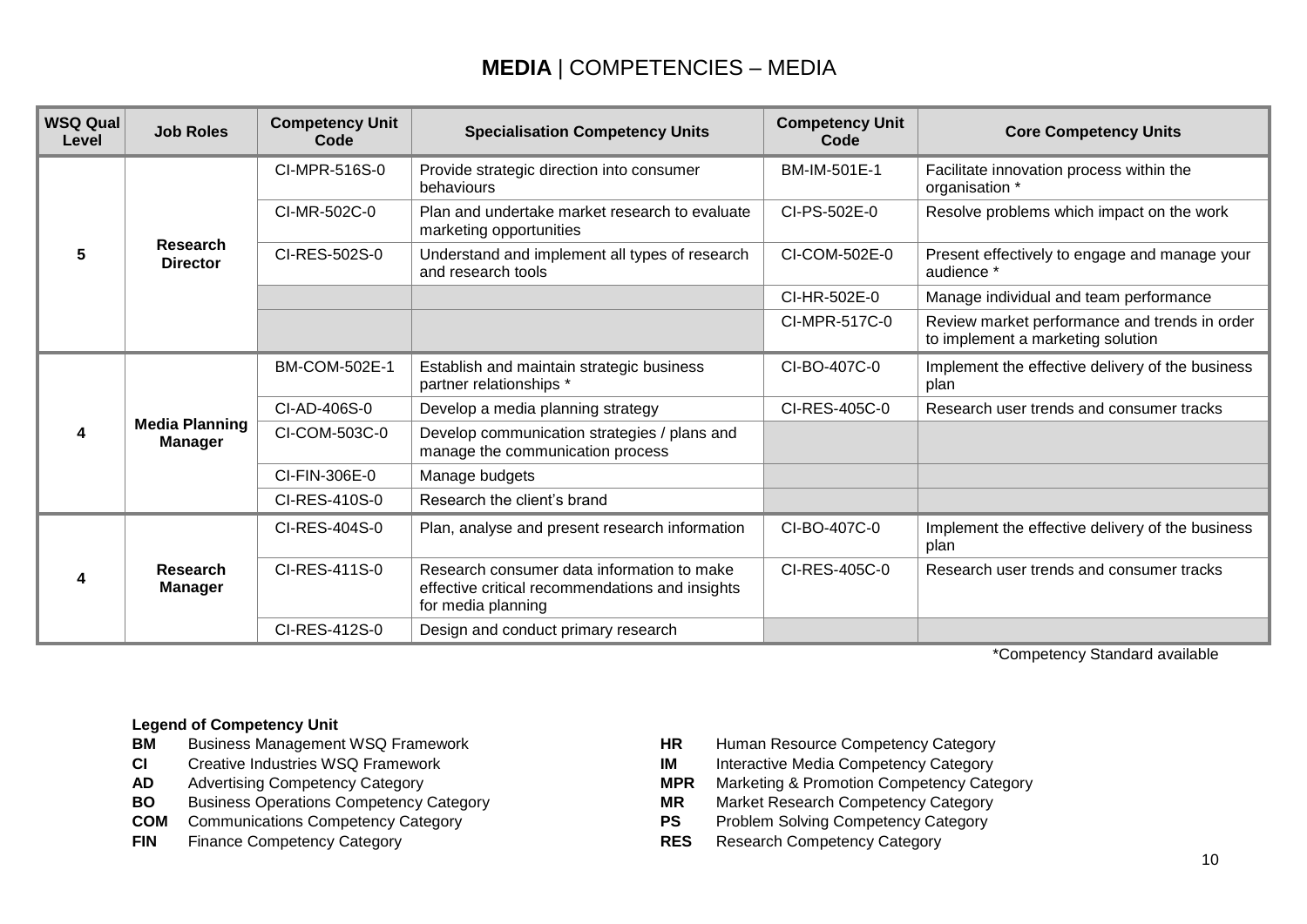# **MEDIA** | COMPETENCIES – MEDIA

| WSQ Qual Level | Job Roles | Competency Unit Code | Specialisation Competency Units | Competency Unit Code | Core Competency Units |
|---|---|---|---|---|---|
| 5 | **Research Director** | CI-MPR-516S-0 | Provide strategic direction into consumer behaviours | BM-IM-501E-1 | Facilitate innovation process within the organisation * |
| | | CI-MR-502C-0 | Plan and undertake market research to evaluate marketing opportunities | CI-PS-502E-0 | Resolve problems which impact on the work |
| | | CI-RES-502S-0 | Understand and implement all types of research and research tools | CI-COM-502E-0 | Present effectively to engage and manage your audience * |
| | | | | CI-HR-502E-0 | Manage individual and team performance |
| | | | | CI-MPR-517C-0 | Review market performance and trends in order to implement a marketing solution |
| 4 | **Media Planning Manager** | BM-COM-502E-1 | Establish and maintain strategic business partner relationships * | CI-BO-407C-0 | Implement the effective delivery of the business plan |
| | | CI-AD-406S-0 | Develop a media planning strategy | CI-RES-405C-0 | Research user trends and consumer tracks |
| | | CI-COM-503C-0 | Develop communication strategies / plans and manage the communication process | | |
| | | CI-FIN-306E-0 | Manage budgets | | |
| | | CI-RES-410S-0 | Research the client's brand | | |
| 4 | **Research Manager** | CI-RES-404S-0 | Plan, analyse and present research information | CI-BO-407C-0 | Implement the effective delivery of the business plan |
| | | CI-RES-411S-0 | Research consumer data information to make effective critical recommendations and insights for media planning | CI-RES-405C-0 | Research user trends and consumer tracks |
| | | CI-RES-412S-0 | Design and conduct primary research | | |

*Competency Standard available

**Legend of Competency Unit**

- **BM** Business Management WSQ Framework
- **CI** Creative Industries WSQ Framework
- **AD** Advertising Competency Category
- **BO** Business Operations Competency Category
- **COM** Communications Competency Category
- **FIN** Finance Competency Category
- **HR** Human Resource Competency Category
- **IM** Interactive Media Competency Category
- **MPR** Marketing & Promotion Competency Category
- **MR** Market Research Competency Category
- **PS** Problem Solving Competency Category
- **RES** Research Competency Category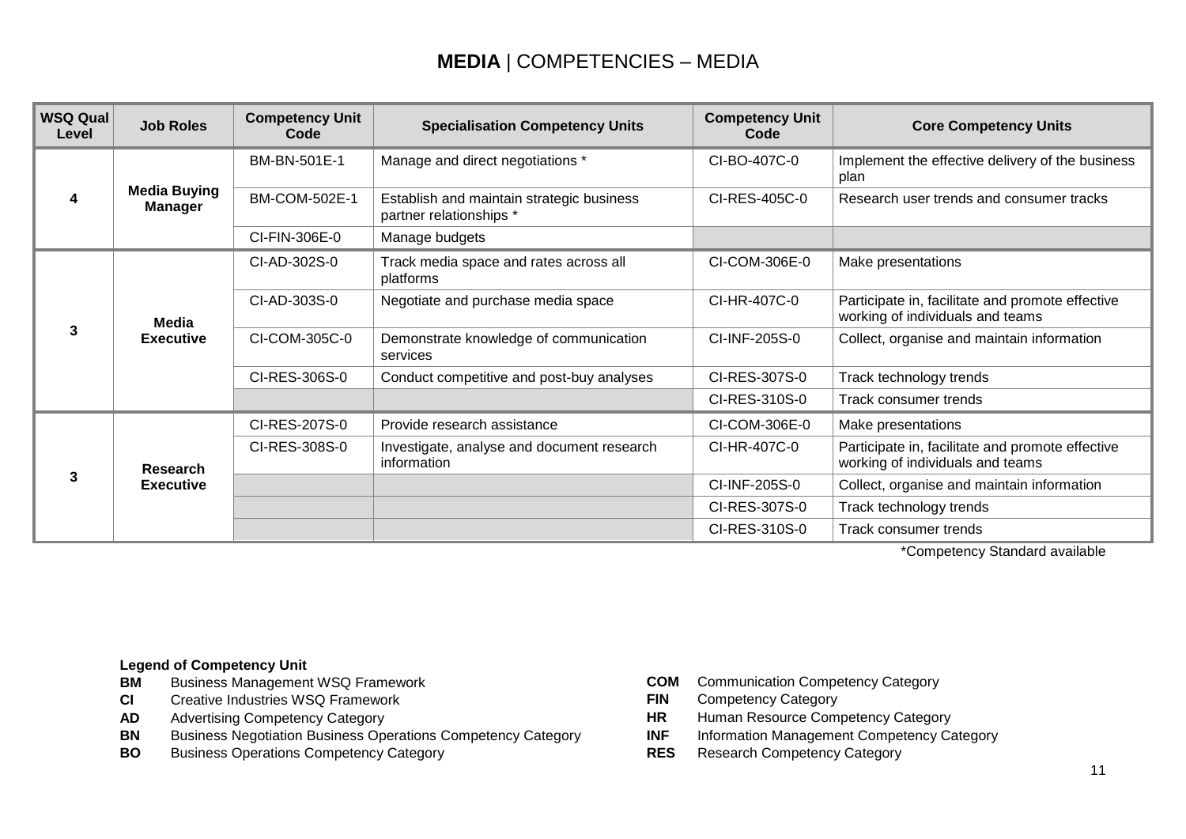# **MEDIA** | COMPETENCIES – MEDIA

| WSQ Qual Level | Job Roles | Competency Unit Code | Specialisation Competency Units | Competency Unit Code | Core Competency Units |
|---|---|---|---|---|---|
| 4 | **Media Buying Manager** | BM-BN-501E-1 | Manage and direct negotiations * | CI-BO-407C-0 | Implement the effective delivery of the business plan |
| | | BM-COM-502E-1 | Establish and maintain strategic business partner relationships * | CI-RES-405C-0 | Research user trends and consumer tracks |
| | | CI-FIN-306E-0 | Manage budgets | | |
| 3 | **Media Executive** | CI-AD-302S-0 | Track media space and rates across all platforms | CI-COM-306E-0 | Make presentations |
| | | CI-AD-303S-0 | Negotiate and purchase media space | CI-HR-407C-0 | Participate in, facilitate and promote effective working of individuals and teams |
| | | CI-COM-305C-0 | Demonstrate knowledge of communication services | CI-INF-205S-0 | Collect, organise and maintain information |
| | | CI-RES-306S-0 | Conduct competitive and post-buy analyses | CI-RES-307S-0 | Track technology trends |
| | | | | CI-RES-310S-0 | Track consumer trends |
| 3 | **Research Executive** | CI-RES-207S-0 | Provide research assistance | CI-COM-306E-0 | Make presentations |
| | | CI-RES-308S-0 | Investigate, analyse and document research information | CI-HR-407C-0 | Participate in, facilitate and promote effective working of individuals and teams |
| | | | | CI-INF-205S-0 | Collect, organise and maintain information |
| | | | | CI-RES-307S-0 | Track technology trends |
| | | | | CI-RES-310S-0 | Track consumer trends |

*Competency Standard available

**Legend of Competency Unit**

- **BM** Business Management WSQ Framework
- **CI** Creative Industries WSQ Framework
- **AD** Advertising Competency Category
- **BN** Business Negotiation Business Operations Competency Category
- **BO** Business Operations Competency Category
- **COM** Communication Competency Category
- **FIN** Competency Category
- **HR** Human Resource Competency Category
- **INF** Information Management Competency Category
- **RES** Research Competency Category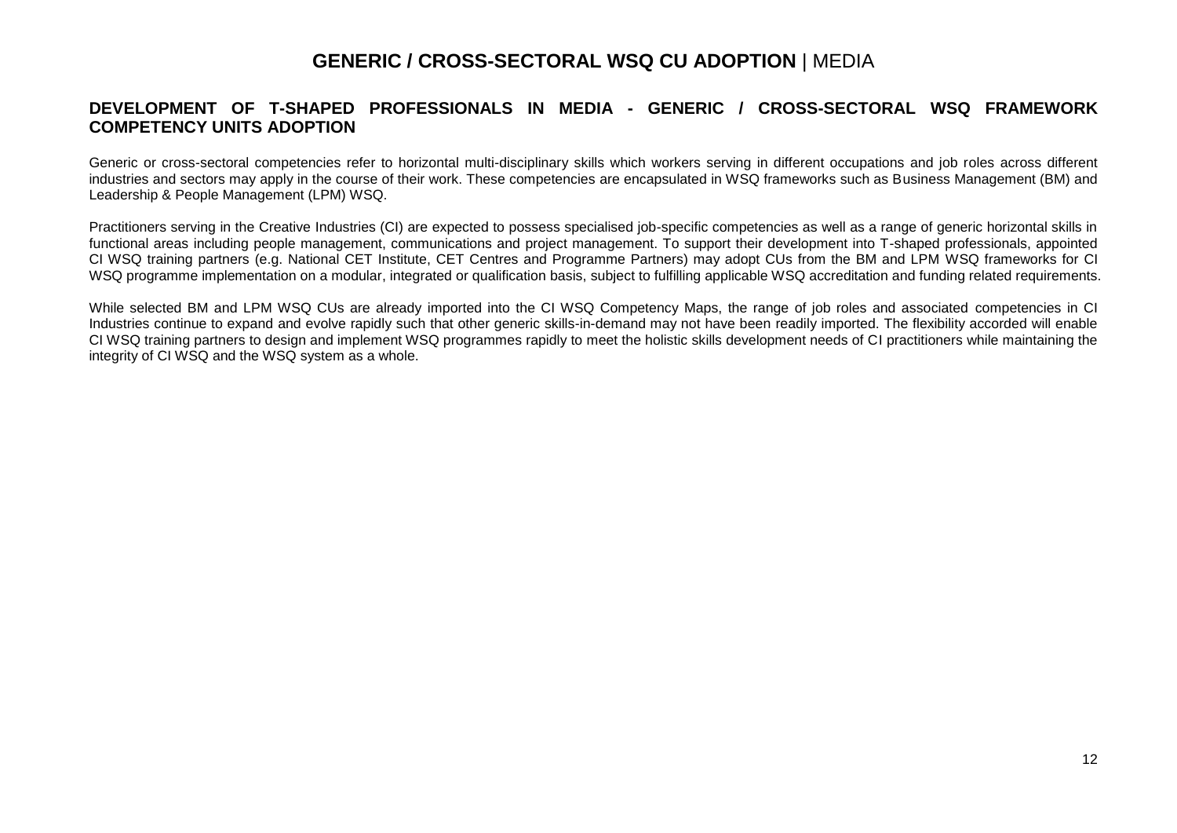# **GENERIC / CROSS-SECTORAL WSQ CU ADOPTION** | MEDIA

## DEVELOPMENT OF T-SHAPED PROFESSIONALS IN MEDIA - GENERIC / CROSS-SECTORAL WSQ FRAMEWORK COMPETENCY UNITS ADOPTION

Generic or cross-sectoral competencies refer to horizontal multi-disciplinary skills which workers serving in different occupations and job roles across different industries and sectors may apply in the course of their work. These competencies are encapsulated in WSQ frameworks such as Business Management (BM) and Leadership & People Management (LPM) WSQ.

Practitioners serving in the Creative Industries (CI) are expected to possess specialised job-specific competencies as well as a range of generic horizontal skills in functional areas including people management, communications and project management. To support their development into T-shaped professionals, appointed CI WSQ training partners (e.g. National CET Institute, CET Centres and Programme Partners) may adopt CUs from the BM and LPM WSQ frameworks for CI WSQ programme implementation on a modular, integrated or qualification basis, subject to fulfilling applicable WSQ accreditation and funding related requirements.

While selected BM and LPM WSQ CUs are already imported into the CI WSQ Competency Maps, the range of job roles and associated competencies in CI Industries continue to expand and evolve rapidly such that other generic skills-in-demand may not have been readily imported. The flexibility accorded will enable CI WSQ training partners to design and implement WSQ programmes rapidly to meet the holistic skills development needs of CI practitioners while maintaining the integrity of CI WSQ and the WSQ system as a whole.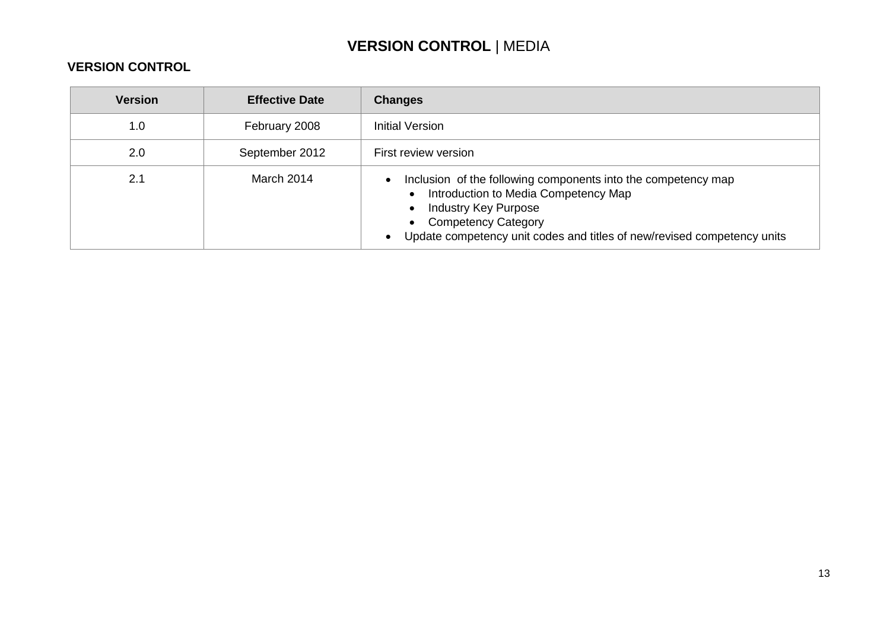# **VERSION CONTROL** | MEDIA

## VERSION CONTROL

| Version | Effective Date | Changes |
|---|---|---|
| 1.0 | February 2008 | Initial Version |
| 2.0 | September 2012 | First review version |
| 2.1 | March 2014 | • Inclusion of the following components into the competency map<br>  • Introduction to Media Competency Map<br>  • Industry Key Purpose<br>  • Competency Category<br>• Update competency unit codes and titles of new/revised competency units |